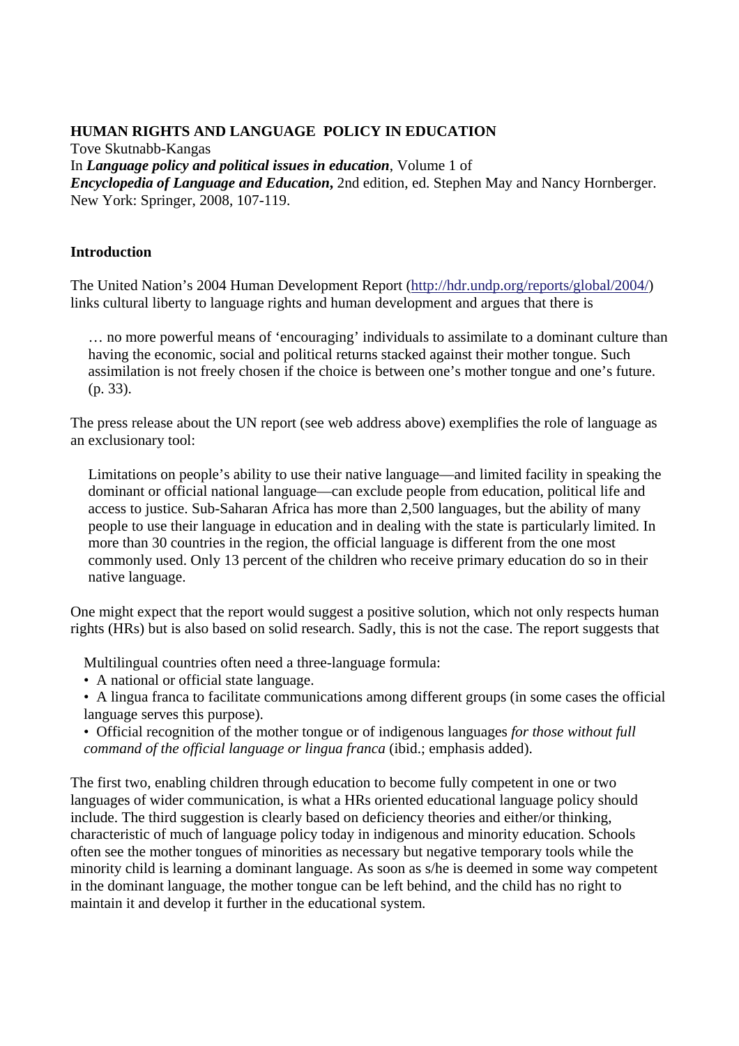**HUMAN RIGHTS AND LANGUAGE POLICY IN EDUCATION**
Tove Skutnabb-Kangas
In ***Language policy and political issues in education***, Volume 1 of
***Encyclopedia of Language and Education,*** 2nd edition, ed. Stephen May and Nancy Hornberger. New York: Springer, 2008, 107-119.

## Introduction

The United Nation's 2004 Human Development Report (http://hdr.undp.org/reports/global/2004/) links cultural liberty to language rights and human development and argues that there is

> … no more powerful means of 'encouraging' individuals to assimilate to a dominant culture than having the economic, social and political returns stacked against their mother tongue. Such assimilation is not freely chosen if the choice is between one's mother tongue and one's future. (p. 33).

The press release about the UN report (see web address above) exemplifies the role of language as an exclusionary tool:

> Limitations on people's ability to use their native language—and limited facility in speaking the dominant or official national language—can exclude people from education, political life and access to justice. Sub-Saharan Africa has more than 2,500 languages, but the ability of many people to use their language in education and in dealing with the state is particularly limited. In more than 30 countries in the region, the official language is different from the one most commonly used. Only 13 percent of the children who receive primary education do so in their native language.

One might expect that the report would suggest a positive solution, which not only respects human rights (HRs) but is also based on solid research. Sadly, this is not the case. The report suggests that

> Multilingual countries often need a three-language formula:
> - A national or official state language.
> - A lingua franca to facilitate communications among different groups (in some cases the official language serves this purpose).
> - Official recognition of the mother tongue or of indigenous languages *for those without full command of the official language or lingua franca* (ibid.; emphasis added).

The first two, enabling children through education to become fully competent in one or two languages of wider communication, is what a HRs oriented educational language policy should include. The third suggestion is clearly based on deficiency theories and either/or thinking, characteristic of much of language policy today in indigenous and minority education. Schools often see the mother tongues of minorities as necessary but negative temporary tools while the minority child is learning a dominant language. As soon as s/he is deemed in some way competent in the dominant language, the mother tongue can be left behind, and the child has no right to maintain it and develop it further in the educational system.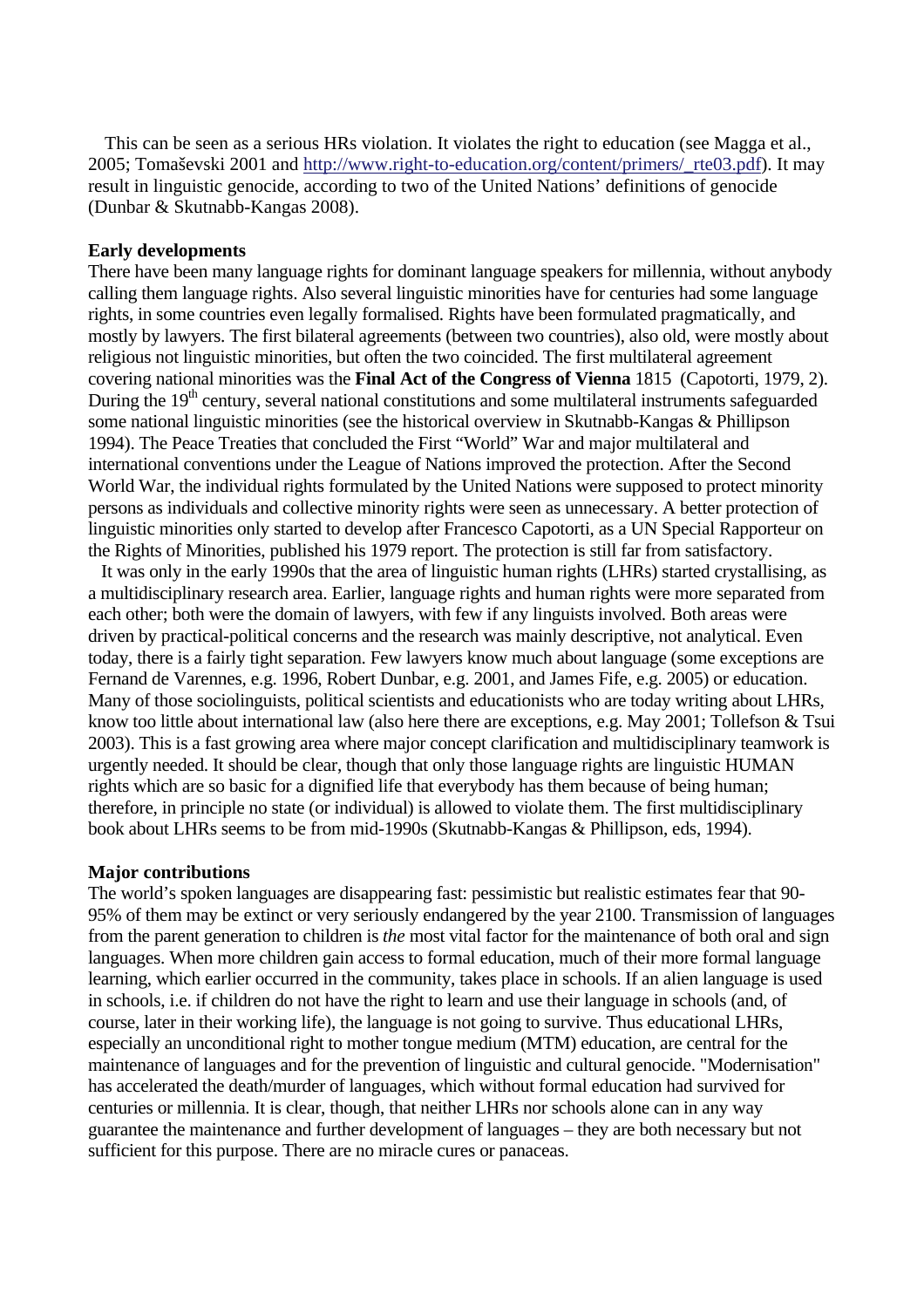This can be seen as a serious HRs violation. It violates the right to education (see Magga et al., 2005; Tomaševski 2001 and http://www.right-to-education.org/content/primers/_rte03.pdf). It may result in linguistic genocide, according to two of the United Nations' definitions of genocide (Dunbar & Skutnabb-Kangas 2008).

**Early developments**

There have been many language rights for dominant language speakers for millennia, without anybody calling them language rights. Also several linguistic minorities have for centuries had some language rights, in some countries even legally formalised. Rights have been formulated pragmatically, and mostly by lawyers. The first bilateral agreements (between two countries), also old, were mostly about religious not linguistic minorities, but often the two coincided. The first multilateral agreement covering national minorities was the **Final Act of the Congress of Vienna** 1815 (Capotorti, 1979, 2). During the 19th century, several national constitutions and some multilateral instruments safeguarded some national linguistic minorities (see the historical overview in Skutnabb-Kangas & Phillipson 1994). The Peace Treaties that concluded the First "World" War and major multilateral and international conventions under the League of Nations improved the protection. After the Second World War, the individual rights formulated by the United Nations were supposed to protect minority persons as individuals and collective minority rights were seen as unnecessary. A better protection of linguistic minorities only started to develop after Francesco Capotorti, as a UN Special Rapporteur on the Rights of Minorities, published his 1979 report. The protection is still far from satisfactory.

It was only in the early 1990s that the area of linguistic human rights (LHRs) started crystallising, as a multidisciplinary research area. Earlier, language rights and human rights were more separated from each other; both were the domain of lawyers, with few if any linguists involved. Both areas were driven by practical-political concerns and the research was mainly descriptive, not analytical. Even today, there is a fairly tight separation. Few lawyers know much about language (some exceptions are Fernand de Varennes, e.g. 1996, Robert Dunbar, e.g. 2001, and James Fife, e.g. 2005) or education. Many of those sociolinguists, political scientists and educationists who are today writing about LHRs, know too little about international law (also here there are exceptions, e.g. May 2001; Tollefson & Tsui 2003). This is a fast growing area where major concept clarification and multidisciplinary teamwork is urgently needed. It should be clear, though that only those language rights are linguistic HUMAN rights which are so basic for a dignified life that everybody has them because of being human; therefore, in principle no state (or individual) is allowed to violate them. The first multidisciplinary book about LHRs seems to be from mid-1990s (Skutnabb-Kangas & Phillipson, eds, 1994).

**Major contributions**

The world's spoken languages are disappearing fast: pessimistic but realistic estimates fear that 90-95% of them may be extinct or very seriously endangered by the year 2100. Transmission of languages from the parent generation to children is *the* most vital factor for the maintenance of both oral and sign languages. When more children gain access to formal education, much of their more formal language learning, which earlier occurred in the community, takes place in schools. If an alien language is used in schools, i.e. if children do not have the right to learn and use their language in schools (and, of course, later in their working life), the language is not going to survive. Thus educational LHRs, especially an unconditional right to mother tongue medium (MTM) education, are central for the maintenance of languages and for the prevention of linguistic and cultural genocide. "Modernisation" has accelerated the death/murder of languages, which without formal education had survived for centuries or millennia. It is clear, though, that neither LHRs nor schools alone can in any way guarantee the maintenance and further development of languages – they are both necessary but not sufficient for this purpose. There are no miracle cures or panaceas.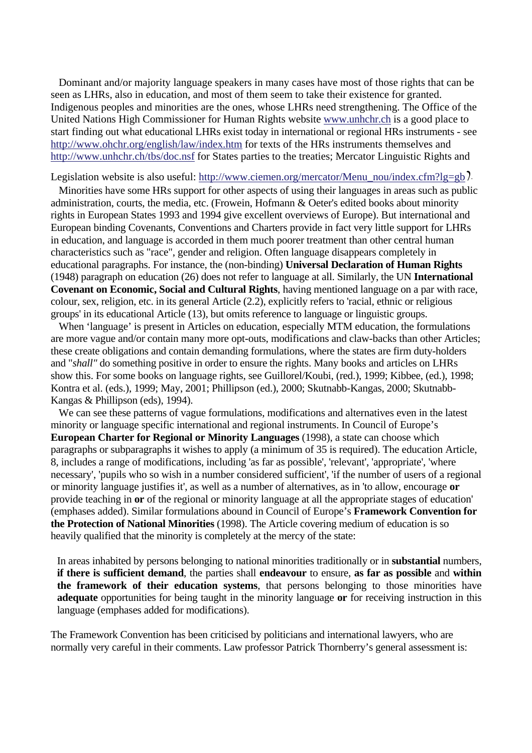Dominant and/or majority language speakers in many cases have most of those rights that can be seen as LHRs, also in education, and most of them seem to take their existence for granted. Indigenous peoples and minorities are the ones, whose LHRs need strengthening. The Office of the United Nations High Commissioner for Human Rights website www.unhchr.ch is a good place to start finding out what educational LHRs exist today in international or regional HRs instruments - see http://www.ohchr.org/english/law/index.htm for texts of the HRs instruments themselves and http://www.unhchr.ch/tbs/doc.nsf for States parties to the treaties; Mercator Linguistic Rights and Legislation website is also useful: http://www.ciemen.org/mercator/Menu_nou/index.cfm?lg=gb).

Minorities have some HRs support for other aspects of using their languages in areas such as public administration, courts, the media, etc. (Frowein, Hofmann & Oeter's edited books about minority rights in European States 1993 and 1994 give excellent overviews of Europe). But international and European binding Covenants, Conventions and Charters provide in fact very little support for LHRs in education, and language is accorded in them much poorer treatment than other central human characteristics such as "race", gender and religion. Often language disappears completely in educational paragraphs. For instance, the (non-binding) **Universal Declaration of Human Rights** (1948) paragraph on education (26) does not refer to language at all. Similarly, the UN **International Covenant on Economic, Social and Cultural Rights**, having mentioned language on a par with race, colour, sex, religion, etc. in its general Article (2.2), explicitly refers to 'racial, ethnic or religious groups' in its educational Article (13), but omits reference to language or linguistic groups.

When 'language' is present in Articles on education, especially MTM education, the formulations are more vague and/or contain many more opt-outs, modifications and claw-backs than other Articles; these create obligations and contain demanding formulations, where the states are firm duty-holders and "*shall"* do something positive in order to ensure the rights. Many books and articles on LHRs show this. For some books on language rights, see Guillorel/Koubi, (red.), 1999; Kibbee, (ed.), 1998; Kontra et al. (eds.), 1999; May, 2001; Phillipson (ed.), 2000; Skutnabb-Kangas, 2000; Skutnabb-Kangas & Phillipson (eds), 1994).

We can see these patterns of vague formulations, modifications and alternatives even in the latest minority or language specific international and regional instruments. In Council of Europe's **European Charter for Regional or Minority Languages** (1998), a state can choose which paragraphs or subparagraphs it wishes to apply (a minimum of 35 is required). The education Article, 8, includes a range of modifications, including 'as far as possible', 'relevant', 'appropriate', 'where necessary', 'pupils who so wish in a number considered sufficient', 'if the number of users of a regional or minority language justifies it', as well as a number of alternatives, as in 'to allow, encourage **or** provide teaching in **or** of the regional or minority language at all the appropriate stages of education' (emphases added). Similar formulations abound in Council of Europe's **Framework Convention for the Protection of National Minorities** (1998). The Article covering medium of education is so heavily qualified that the minority is completely at the mercy of the state:

> In areas inhabited by persons belonging to national minorities traditionally or in **substantial** numbers, **if there is sufficient demand**, the parties shall **endeavour** to ensure, **as far as possible** and **within the framework of their education systems**, that persons belonging to those minorities have **adequate** opportunities for being taught in the minority language **or** for receiving instruction in this language (emphases added for modifications).

The Framework Convention has been criticised by politicians and international lawyers, who are normally very careful in their comments. Law professor Patrick Thornberry's general assessment is: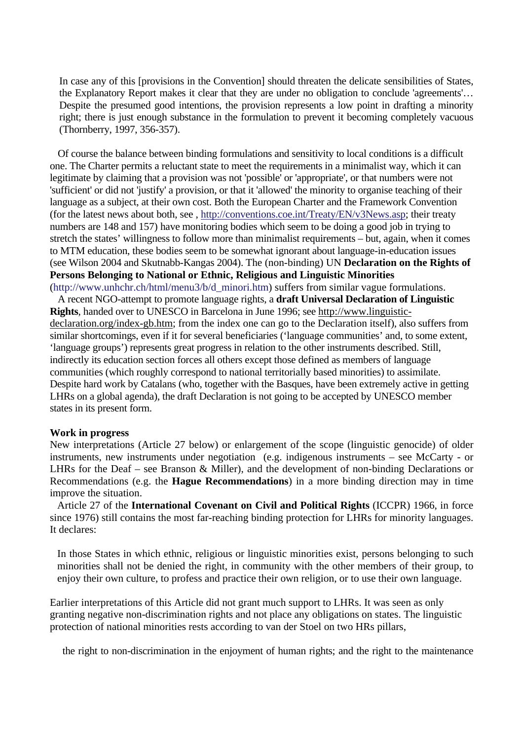> In case any of this [provisions in the Convention] should threaten the delicate sensibilities of States, the Explanatory Report makes it clear that they are under no obligation to conclude 'agreements'… Despite the presumed good intentions, the provision represents a low point in drafting a minority right; there is just enough substance in the formulation to prevent it becoming completely vacuous (Thornberry, 1997, 356-357).

Of course the balance between binding formulations and sensitivity to local conditions is a difficult one. The Charter permits a reluctant state to meet the requirements in a minimalist way, which it can legitimate by claiming that a provision was not 'possible' or 'appropriate', or that numbers were not 'sufficient' or did not 'justify' a provision, or that it 'allowed' the minority to organise teaching of their language as a subject, at their own cost. Both the European Charter and the Framework Convention (for the latest news about both, see , http://conventions.coe.int/Treaty/EN/v3News.asp; their treaty numbers are 148 and 157) have monitoring bodies which seem to be doing a good job in trying to stretch the states' willingness to follow more than minimalist requirements – but, again, when it comes to MTM education, these bodies seem to be somewhat ignorant about language-in-education issues (see Wilson 2004 and Skutnabb-Kangas 2004). The (non-binding) UN **Declaration on the Rights of Persons Belonging to National or Ethnic, Religious and Linguistic Minorities** (http://www.unhchr.ch/html/menu3/b/d_minori.htm) suffers from similar vague formulations.

A recent NGO-attempt to promote language rights, a **draft Universal Declaration of Linguistic Rights**, handed over to UNESCO in Barcelona in June 1996; see http://www.linguistic-declaration.org/index-gb.htm; from the index one can go to the Declaration itself), also suffers from similar shortcomings, even if it for several beneficiaries ('language communities' and, to some extent, 'language groups') represents great progress in relation to the other instruments described. Still, indirectly its education section forces all others except those defined as members of language communities (which roughly correspond to national territorially based minorities) to assimilate. Despite hard work by Catalans (who, together with the Basques, have been extremely active in getting LHRs on a global agenda), the draft Declaration is not going to be accepted by UNESCO member states in its present form.

**Work in progress**

New interpretations (Article 27 below) or enlargement of the scope (linguistic genocide) of older instruments, new instruments under negotiation (e.g. indigenous instruments – see McCarty - or LHRs for the Deaf – see Branson & Miller), and the development of non-binding Declarations or Recommendations (e.g. the **Hague Recommendations**) in a more binding direction may in time improve the situation.

Article 27 of the **International Covenant on Civil and Political Rights** (ICCPR) 1966, in force since 1976) still contains the most far-reaching binding protection for LHRs for minority languages. It declares:

> In those States in which ethnic, religious or linguistic minorities exist, persons belonging to such minorities shall not be denied the right, in community with the other members of their group, to enjoy their own culture, to profess and practice their own religion, or to use their own language.

Earlier interpretations of this Article did not grant much support to LHRs. It was seen as only granting negative non-discrimination rights and not place any obligations on states. The linguistic protection of national minorities rests according to van der Stoel on two HRs pillars,

> the right to non-discrimination in the enjoyment of human rights; and the right to the maintenance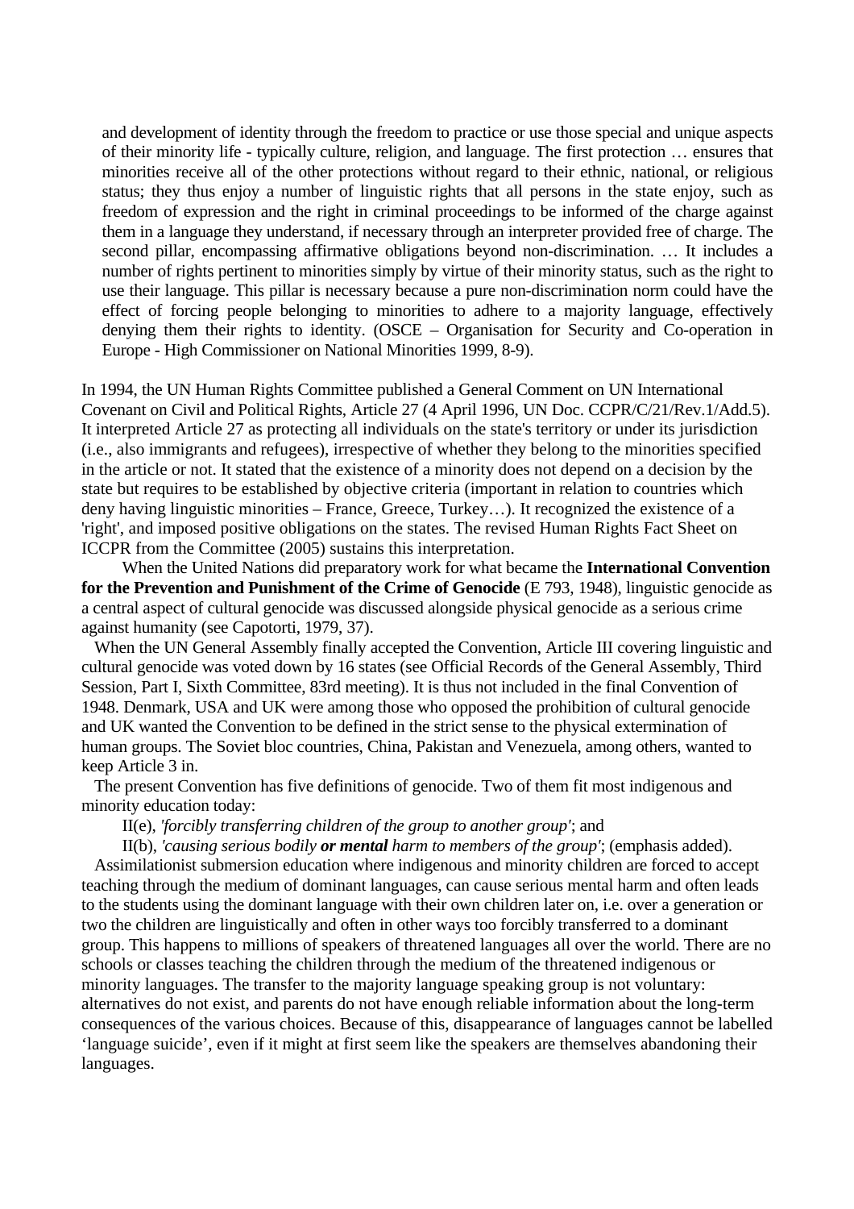> and development of identity through the freedom to practice or use those special and unique aspects of their minority life - typically culture, religion, and language. The first protection … ensures that minorities receive all of the other protections without regard to their ethnic, national, or religious status; they thus enjoy a number of linguistic rights that all persons in the state enjoy, such as freedom of expression and the right in criminal proceedings to be informed of the charge against them in a language they understand, if necessary through an interpreter provided free of charge. The second pillar, encompassing affirmative obligations beyond non-discrimination. … It includes a number of rights pertinent to minorities simply by virtue of their minority status, such as the right to use their language. This pillar is necessary because a pure non-discrimination norm could have the effect of forcing people belonging to minorities to adhere to a majority language, effectively denying them their rights to identity. (OSCE – Organisation for Security and Co-operation in Europe - High Commissioner on National Minorities 1999, 8-9).

In 1994, the UN Human Rights Committee published a General Comment on UN International Covenant on Civil and Political Rights, Article 27 (4 April 1996, UN Doc. CCPR/C/21/Rev.1/Add.5). It interpreted Article 27 as protecting all individuals on the state's territory or under its jurisdiction (i.e., also immigrants and refugees), irrespective of whether they belong to the minorities specified in the article or not. It stated that the existence of a minority does not depend on a decision by the state but requires to be established by objective criteria (important in relation to countries which deny having linguistic minorities – France, Greece, Turkey…). It recognized the existence of a 'right', and imposed positive obligations on the states. The revised Human Rights Fact Sheet on ICCPR from the Committee (2005) sustains this interpretation.

When the United Nations did preparatory work for what became the **International Convention for the Prevention and Punishment of the Crime of Genocide** (E 793, 1948), linguistic genocide as a central aspect of cultural genocide was discussed alongside physical genocide as a serious crime against humanity (see Capotorti, 1979, 37).

When the UN General Assembly finally accepted the Convention, Article III covering linguistic and cultural genocide was voted down by 16 states (see Official Records of the General Assembly, Third Session, Part I, Sixth Committee, 83rd meeting). It is thus not included in the final Convention of 1948. Denmark, USA and UK were among those who opposed the prohibition of cultural genocide and UK wanted the Convention to be defined in the strict sense to the physical extermination of human groups. The Soviet bloc countries, China, Pakistan and Venezuela, among others, wanted to keep Article 3 in.

The present Convention has five definitions of genocide. Two of them fit most indigenous and minority education today:

II(e), *'forcibly transferring children of the group to another group'*; and

II(b), *'causing serious bodily **or mental** harm to members of the group'*; (emphasis added).

Assimilationist submersion education where indigenous and minority children are forced to accept teaching through the medium of dominant languages, can cause serious mental harm and often leads to the students using the dominant language with their own children later on, i.e. over a generation or two the children are linguistically and often in other ways too forcibly transferred to a dominant group. This happens to millions of speakers of threatened languages all over the world. There are no schools or classes teaching the children through the medium of the threatened indigenous or minority languages. The transfer to the majority language speaking group is not voluntary: alternatives do not exist, and parents do not have enough reliable information about the long-term consequences of the various choices. Because of this, disappearance of languages cannot be labelled 'language suicide', even if it might at first seem like the speakers are themselves abandoning their languages.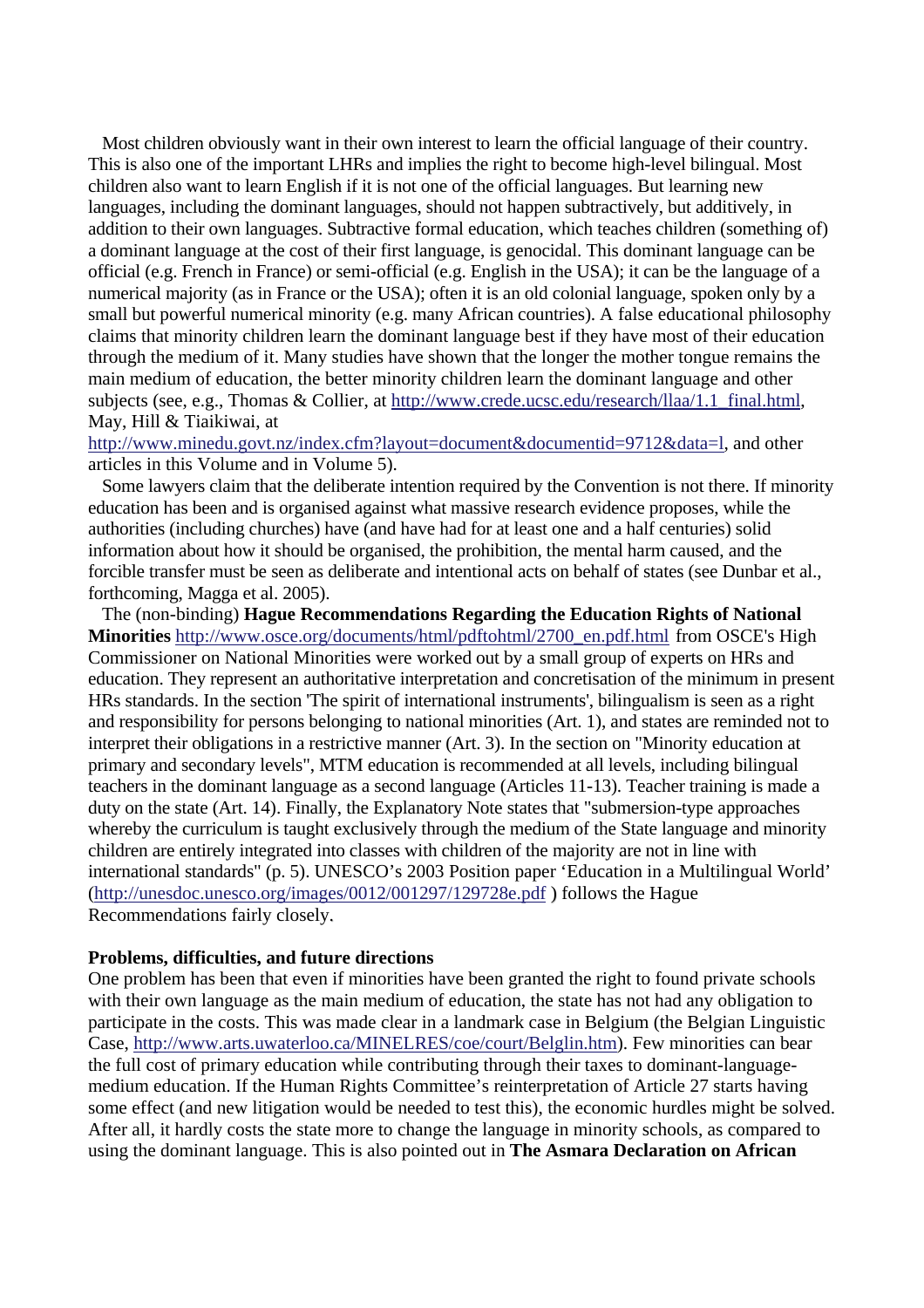Most children obviously want in their own interest to learn the official language of their country. This is also one of the important LHRs and implies the right to become high-level bilingual. Most children also want to learn English if it is not one of the official languages. But learning new languages, including the dominant languages, should not happen subtractively, but additively, in addition to their own languages. Subtractive formal education, which teaches children (something of) a dominant language at the cost of their first language, is genocidal. This dominant language can be official (e.g. French in France) or semi-official (e.g. English in the USA); it can be the language of a numerical majority (as in France or the USA); often it is an old colonial language, spoken only by a small but powerful numerical minority (e.g. many African countries). A false educational philosophy claims that minority children learn the dominant language best if they have most of their education through the medium of it. Many studies have shown that the longer the mother tongue remains the main medium of education, the better minority children learn the dominant language and other subjects (see, e.g., Thomas & Collier, at http://www.crede.ucsc.edu/research/llaa/1.1_final.html, May, Hill & Tiaikiwai, at http://www.minedu.govt.nz/index.cfm?layout=document&documentid=9712&data=l, and other articles in this Volume and in Volume 5).

Some lawyers claim that the deliberate intention required by the Convention is not there. If minority education has been and is organised against what massive research evidence proposes, while the authorities (including churches) have (and have had for at least one and a half centuries) solid information about how it should be organised, the prohibition, the mental harm caused, and the forcible transfer must be seen as deliberate and intentional acts on behalf of states (see Dunbar et al., forthcoming, Magga et al. 2005).

The (non-binding) **Hague Recommendations Regarding the Education Rights of National Minorities** http://www.osce.org/documents/html/pdftohtml/2700_en.pdf.html from OSCE's High Commissioner on National Minorities were worked out by a small group of experts on HRs and education. They represent an authoritative interpretation and concretisation of the minimum in present HRs standards. In the section 'The spirit of international instruments', bilingualism is seen as a right and responsibility for persons belonging to national minorities (Art. 1), and states are reminded not to interpret their obligations in a restrictive manner (Art. 3). In the section on "Minority education at primary and secondary levels", MTM education is recommended at all levels, including bilingual teachers in the dominant language as a second language (Articles 11-13). Teacher training is made a duty on the state (Art. 14). Finally, the Explanatory Note states that "submersion-type approaches whereby the curriculum is taught exclusively through the medium of the State language and minority children are entirely integrated into classes with children of the majority are not in line with international standards" (p. 5). UNESCO's 2003 Position paper 'Education in a Multilingual World' (http://unesdoc.unesco.org/images/0012/001297/129728e.pdf ) follows the Hague Recommendations fairly closely.

**Problems, difficulties, and future directions**

One problem has been that even if minorities have been granted the right to found private schools with their own language as the main medium of education, the state has not had any obligation to participate in the costs. This was made clear in a landmark case in Belgium (the Belgian Linguistic Case, http://www.arts.uwaterloo.ca/MINELRES/coe/court/Belglin.htm). Few minorities can bear the full cost of primary education while contributing through their taxes to dominant-language-medium education. If the Human Rights Committee's reinterpretation of Article 27 starts having some effect (and new litigation would be needed to test this), the economic hurdles might be solved. After all, it hardly costs the state more to change the language in minority schools, as compared to using the dominant language. This is also pointed out in **The Asmara Declaration on African**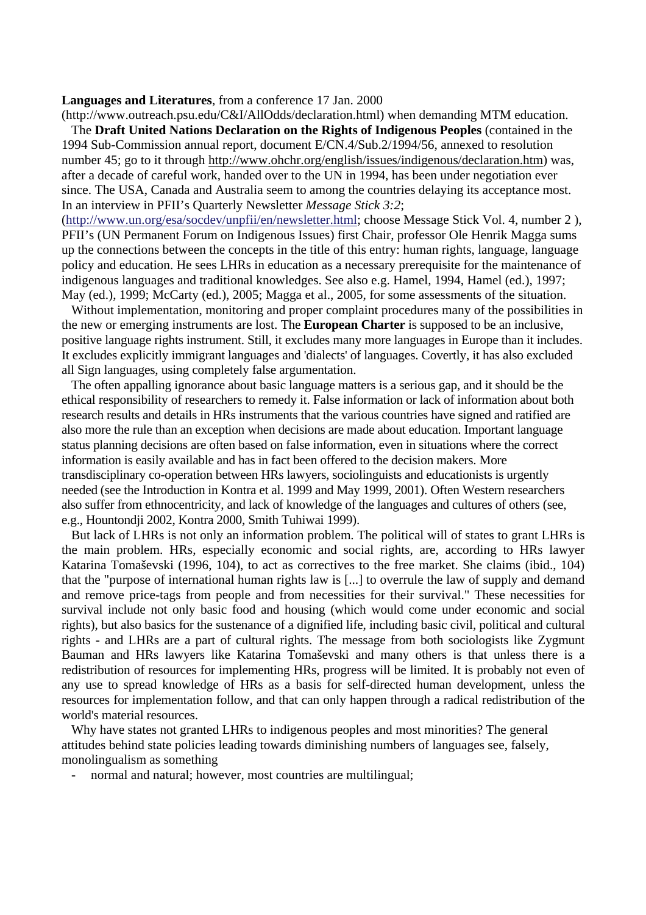**Languages and Literatures**, from a conference 17 Jan. 2000 (http://www.outreach.psu.edu/C&I/AllOdds/declaration.html) when demanding MTM education.

The **Draft United Nations Declaration on the Rights of Indigenous Peoples** (contained in the 1994 Sub-Commission annual report, document E/CN.4/Sub.2/1994/56, annexed to resolution number 45; go to it through http://www.ohchr.org/english/issues/indigenous/declaration.htm) was, after a decade of careful work, handed over to the UN in 1994, has been under negotiation ever since. The USA, Canada and Australia seem to among the countries delaying its acceptance most. In an interview in PFII's Quarterly Newsletter *Message Stick 3:2*; (http://www.un.org/esa/socdev/unpfii/en/newsletter.html; choose Message Stick Vol. 4, number 2 ), PFII's (UN Permanent Forum on Indigenous Issues) first Chair, professor Ole Henrik Magga sums up the connections between the concepts in the title of this entry: human rights, language, language policy and education. He sees LHRs in education as a necessary prerequisite for the maintenance of indigenous languages and traditional knowledges. See also e.g. Hamel, 1994, Hamel (ed.), 1997; May (ed.), 1999; McCarty (ed.), 2005; Magga et al., 2005, for some assessments of the situation.

Without implementation, monitoring and proper complaint procedures many of the possibilities in the new or emerging instruments are lost. The **European Charter** is supposed to be an inclusive, positive language rights instrument. Still, it excludes many more languages in Europe than it includes. It excludes explicitly immigrant languages and 'dialects' of languages. Covertly, it has also excluded all Sign languages, using completely false argumentation.

The often appalling ignorance about basic language matters is a serious gap, and it should be the ethical responsibility of researchers to remedy it. False information or lack of information about both research results and details in HRs instruments that the various countries have signed and ratified are also more the rule than an exception when decisions are made about education. Important language status planning decisions are often based on false information, even in situations where the correct information is easily available and has in fact been offered to the decision makers. More transdisciplinary co-operation between HRs lawyers, sociolinguists and educationists is urgently needed (see the Introduction in Kontra et al. 1999 and May 1999, 2001). Often Western researchers also suffer from ethnocentricity, and lack of knowledge of the languages and cultures of others (see, e.g., Hountondji 2002, Kontra 2000, Smith Tuhiwai 1999).

But lack of LHRs is not only an information problem. The political will of states to grant LHRs is the main problem. HRs, especially economic and social rights, are, according to HRs lawyer Katarina Tomaševski (1996, 104), to act as correctives to the free market. She claims (ibid., 104) that the "purpose of international human rights law is [...] to overrule the law of supply and demand and remove price-tags from people and from necessities for their survival." These necessities for survival include not only basic food and housing (which would come under economic and social rights), but also basics for the sustenance of a dignified life, including basic civil, political and cultural rights - and LHRs are a part of cultural rights. The message from both sociologists like Zygmunt Bauman and HRs lawyers like Katarina Tomaševski and many others is that unless there is a redistribution of resources for implementing HRs, progress will be limited. It is probably not even of any use to spread knowledge of HRs as a basis for self-directed human development, unless the resources for implementation follow, and that can only happen through a radical redistribution of the world's material resources.

Why have states not granted LHRs to indigenous peoples and most minorities? The general attitudes behind state policies leading towards diminishing numbers of languages see, falsely, monolingualism as something

- normal and natural; however, most countries are multilingual;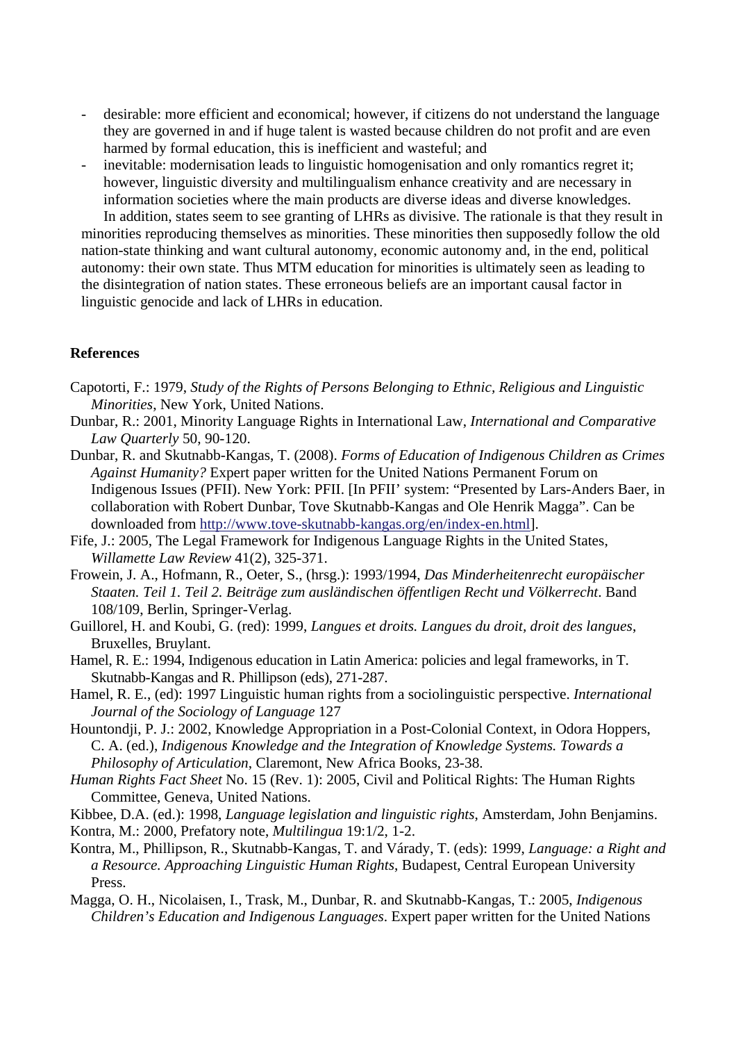- desirable: more efficient and economical; however, if citizens do not understand the language they are governed in and if huge talent is wasted because children do not profit and are even harmed by formal education, this is inefficient and wasteful; and
- inevitable: modernisation leads to linguistic homogenisation and only romantics regret it; however, linguistic diversity and multilingualism enhance creativity and are necessary in information societies where the main products are diverse ideas and diverse knowledges.

In addition, states seem to see granting of LHRs as divisive. The rationale is that they result in minorities reproducing themselves as minorities. These minorities then supposedly follow the old nation-state thinking and want cultural autonomy, economic autonomy and, in the end, political autonomy: their own state. Thus MTM education for minorities is ultimately seen as leading to the disintegration of nation states. These erroneous beliefs are an important causal factor in linguistic genocide and lack of LHRs in education.

**References**

Capotorti, F.: 1979, *Study of the Rights of Persons Belonging to Ethnic, Religious and Linguistic Minorities*, New York, United Nations.

Dunbar, R.: 2001, Minority Language Rights in International Law, *International and Comparative Law Quarterly* 50, 90-120.

Dunbar, R. and Skutnabb-Kangas, T. (2008). *Forms of Education of Indigenous Children as Crimes Against Humanity?* Expert paper written for the United Nations Permanent Forum on Indigenous Issues (PFII). New York: PFII. [In PFII' system: "Presented by Lars-Anders Baer, in collaboration with Robert Dunbar, Tove Skutnabb-Kangas and Ole Henrik Magga". Can be downloaded from http://www.tove-skutnabb-kangas.org/en/index-en.html].

Fife, J.: 2005, The Legal Framework for Indigenous Language Rights in the United States, *Willamette Law Review* 41(2), 325-371.

Frowein, J. A., Hofmann, R., Oeter, S., (hrsg.): 1993/1994, *Das Minderheitenrecht europäischer Staaten. Teil 1. Teil 2. Beiträge zum ausländischen öffentligen Recht und Völkerrecht*. Band 108/109, Berlin, Springer-Verlag.

Guillorel, H. and Koubi, G. (red): 1999, *Langues et droits. Langues du droit, droit des langues*, Bruxelles, Bruylant.

Hamel, R. E.: 1994, Indigenous education in Latin America: policies and legal frameworks, in T. Skutnabb-Kangas and R. Phillipson (eds), 271-287.

Hamel, R. E., (ed): 1997 Linguistic human rights from a sociolinguistic perspective. *International Journal of the Sociology of Language* 127

Hountondji, P. J.: 2002, Knowledge Appropriation in a Post-Colonial Context, in Odora Hoppers, C. A. (ed.), *Indigenous Knowledge and the Integration of Knowledge Systems. Towards a Philosophy of Articulation*, Claremont, New Africa Books, 23-38.

*Human Rights Fact Sheet* No. 15 (Rev. 1): 2005, Civil and Political Rights: The Human Rights Committee, Geneva, United Nations.

Kibbee, D.A. (ed.): 1998, *Language legislation and linguistic rights*, Amsterdam, John Benjamins.

Kontra, M.: 2000, Prefatory note, *Multilingua* 19:1/2, 1-2.

Kontra, M., Phillipson, R., Skutnabb-Kangas, T. and Várady, T. (eds): 1999, *Language: a Right and a Resource. Approaching Linguistic Human Rights*, Budapest, Central European University Press.

Magga, O. H., Nicolaisen, I., Trask, M., Dunbar, R. and Skutnabb-Kangas, T.: 2005, *Indigenous Children's Education and Indigenous Languages*. Expert paper written for the United Nations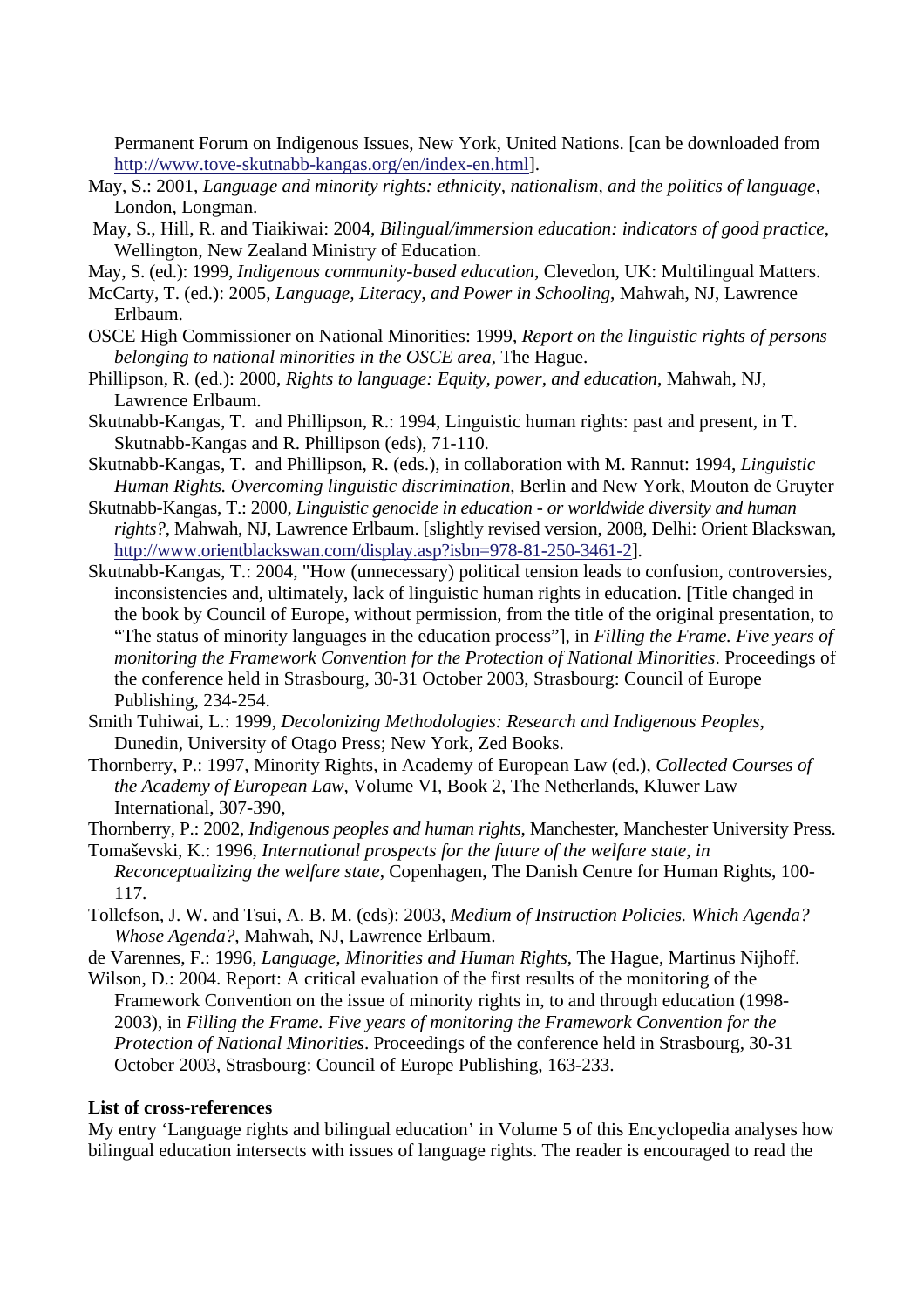Permanent Forum on Indigenous Issues, New York, United Nations. [can be downloaded from http://www.tove-skutnabb-kangas.org/en/index-en.html].

May, S.: 2001, *Language and minority rights: ethnicity, nationalism, and the politics of language*, London, Longman.

May, S., Hill, R. and Tiaikiwai: 2004, *Bilingual/immersion education: indicators of good practice*, Wellington, New Zealand Ministry of Education.

May, S. (ed.): 1999, *Indigenous community-based education*, Clevedon, UK: Multilingual Matters.

McCarty, T. (ed.): 2005, *Language, Literacy, and Power in Schooling*, Mahwah, NJ, Lawrence Erlbaum.

OSCE High Commissioner on National Minorities: 1999, *Report on the linguistic rights of persons belonging to national minorities in the OSCE area*, The Hague.

Phillipson, R. (ed.): 2000, *Rights to language: Equity, power, and education*, Mahwah, NJ, Lawrence Erlbaum.

Skutnabb-Kangas, T. and Phillipson, R.: 1994, Linguistic human rights: past and present, in T. Skutnabb-Kangas and R. Phillipson (eds), 71-110.

Skutnabb-Kangas, T. and Phillipson, R. (eds.), in collaboration with M. Rannut: 1994, *Linguistic Human Rights. Overcoming linguistic discrimination*, Berlin and New York, Mouton de Gruyter

Skutnabb-Kangas, T.: 2000, *Linguistic genocide in education - or worldwide diversity and human rights?*, Mahwah, NJ, Lawrence Erlbaum. [slightly revised version, 2008, Delhi: Orient Blackswan, http://www.orientblackswan.com/display.asp?isbn=978-81-250-3461-2].

Skutnabb-Kangas, T.: 2004, "How (unnecessary) political tension leads to confusion, controversies, inconsistencies and, ultimately, lack of linguistic human rights in education. [Title changed in the book by Council of Europe, without permission, from the title of the original presentation, to "The status of minority languages in the education process"], in *Filling the Frame. Five years of monitoring the Framework Convention for the Protection of National Minorities*. Proceedings of the conference held in Strasbourg, 30-31 October 2003, Strasbourg: Council of Europe Publishing, 234-254.

Smith Tuhiwai, L.: 1999, *Decolonizing Methodologies: Research and Indigenous Peoples*, Dunedin, University of Otago Press; New York, Zed Books.

Thornberry, P.: 1997, Minority Rights, in Academy of European Law (ed.), *Collected Courses of the Academy of European Law*, Volume VI, Book 2, The Netherlands, Kluwer Law International, 307-390,

Thornberry, P.: 2002, *Indigenous peoples and human rights*, Manchester, Manchester University Press.

Tomaševski, K.: 1996, *International prospects for the future of the welfare state, in Reconceptualizing the welfare state*, Copenhagen, The Danish Centre for Human Rights, 100-117.

Tollefson, J. W. and Tsui, A. B. M. (eds): 2003, *Medium of Instruction Policies. Which Agenda? Whose Agenda?*, Mahwah, NJ, Lawrence Erlbaum.

de Varennes, F.: 1996, *Language, Minorities and Human Rights*, The Hague, Martinus Nijhoff.

Wilson, D.: 2004. Report: A critical evaluation of the first results of the monitoring of the Framework Convention on the issue of minority rights in, to and through education (1998-2003), in *Filling the Frame. Five years of monitoring the Framework Convention for the Protection of National Minorities*. Proceedings of the conference held in Strasbourg, 30-31 October 2003, Strasbourg: Council of Europe Publishing, 163-233.

**List of cross-references**

My entry 'Language rights and bilingual education' in Volume 5 of this Encyclopedia analyses how bilingual education intersects with issues of language rights. The reader is encouraged to read the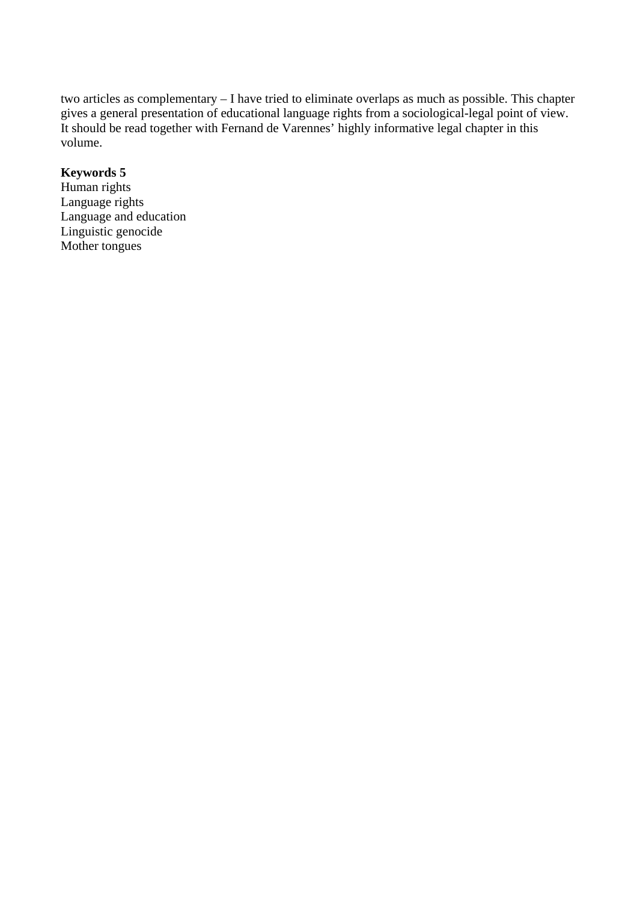two articles as complementary – I have tried to eliminate overlaps as much as possible. This chapter gives a general presentation of educational language rights from a sociological-legal point of view. It should be read together with Fernand de Varennes' highly informative legal chapter in this volume.

**Keywords 5**

Human rights
Language rights
Language and education
Linguistic genocide
Mother tongues